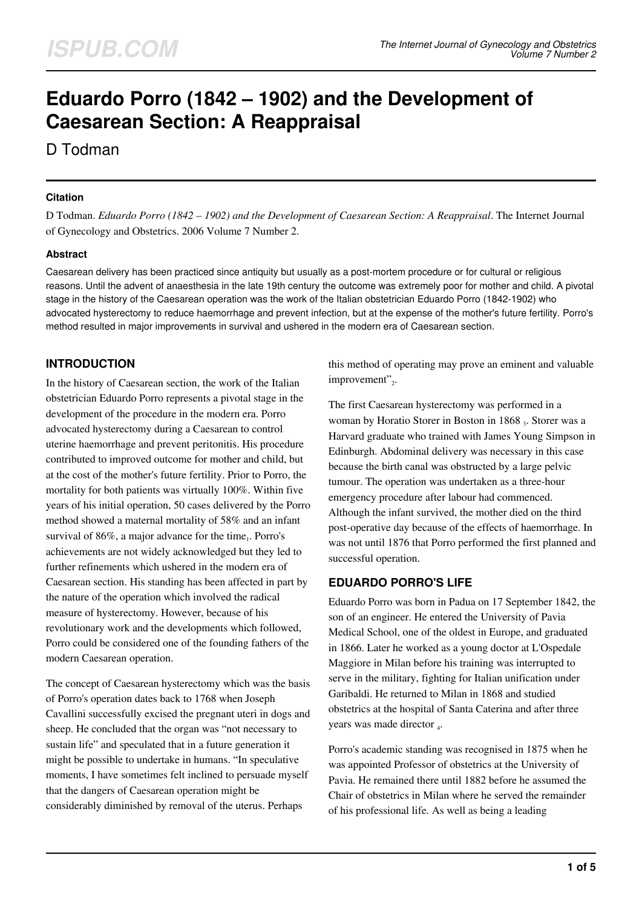# Eduardo Porro (1842 – 1902) and the Development of Caesarean Section: A Reappraisal

D Todman

## Citation

D Todman. *Eduardo Porro (1842 – 1902) and the Development of Caesarean Section: A Reappraisal*. The Internet Journal of Gynecology and Obstetrics. 2006 Volume 7 Number 2.

## Abstract

Caesarean delivery has been practiced since antiquity but usually as a post-mortem procedure or for cultural or religious reasons. Until the advent of anaesthesia in the late 19th century the outcome was extremely poor for mother and child. A pivotal stage in the history of the Caesarean operation was the work of the Italian obstetrician Eduardo Porro (1842-1902) who advocated hysterectomy to reduce haemorrhage and prevent infection, but at the expense of the mother's future fertility. Porro's method resulted in major improvements in survival and ushered in the modern era of Caesarean section.

## INTRODUCTION

In the history of Caesarean section, the work of the Italian obstetrician Eduardo Porro represents a pivotal stage in the development of the procedure in the modern era. Porro advocated hysterectomy during a Caesarean to control uterine haemorrhage and prevent peritonitis. His procedure contributed to improved outcome for mother and child, but at the cost of the mother's future fertility. Prior to Porro, the mortality for both patients was virtually 100%. Within five years of his initial operation, 50 cases delivered by the Porro method showed a maternal mortality of 58% and an infant survival of 86%, a major advance for the time[1]. Porro's achievements are not widely acknowledged but they led to further refinements which ushered in the modern era of Caesarean section. His standing has been affected in part by the nature of the operation which involved the radical measure of hysterectomy. However, because of his revolutionary work and the developments which followed, Porro could be considered one of the founding fathers of the modern Caesarean operation.

The concept of Caesarean hysterectomy which was the basis of Porro's operation dates back to 1768 when Joseph Cavallini successfully excised the pregnant uteri in dogs and sheep. He concluded that the organ was "not necessary to sustain life" and speculated that in a future generation it might be possible to undertake in humans. "In speculative moments, I have sometimes felt inclined to persuade myself that the dangers of Caesarean operation might be considerably diminished by removal of the uterus. Perhaps this method of operating may prove an eminent and valuable improvement"[2].

The first Caesarean hysterectomy was performed in a woman by Horatio Storer in Boston in 1868 [3]. Storer was a Harvard graduate who trained with James Young Simpson in Edinburgh. Abdominal delivery was necessary in this case because the birth canal was obstructed by a large pelvic tumour. The operation was undertaken as a three-hour emergency procedure after labour had commenced. Although the infant survived, the mother died on the third post-operative day because of the effects of haemorrhage. In was not until 1876 that Porro performed the first planned and successful operation.

## EDUARDO PORRO'S LIFE

Eduardo Porro was born in Padua on 17 September 1842, the son of an engineer. He entered the University of Pavia Medical School, one of the oldest in Europe, and graduated in 1866. Later he worked as a young doctor at L'Ospedale Maggiore in Milan before his training was interrupted to serve in the military, fighting for Italian unification under Garibaldi. He returned to Milan in 1868 and studied obstetrics at the hospital of Santa Caterina and after three years was made director [4].

Porro's academic standing was recognised in 1875 when he was appointed Professor of obstetrics at the University of Pavia. He remained there until 1882 before he assumed the Chair of obstetrics in Milan where he served the remainder of his professional life. As well as being a leading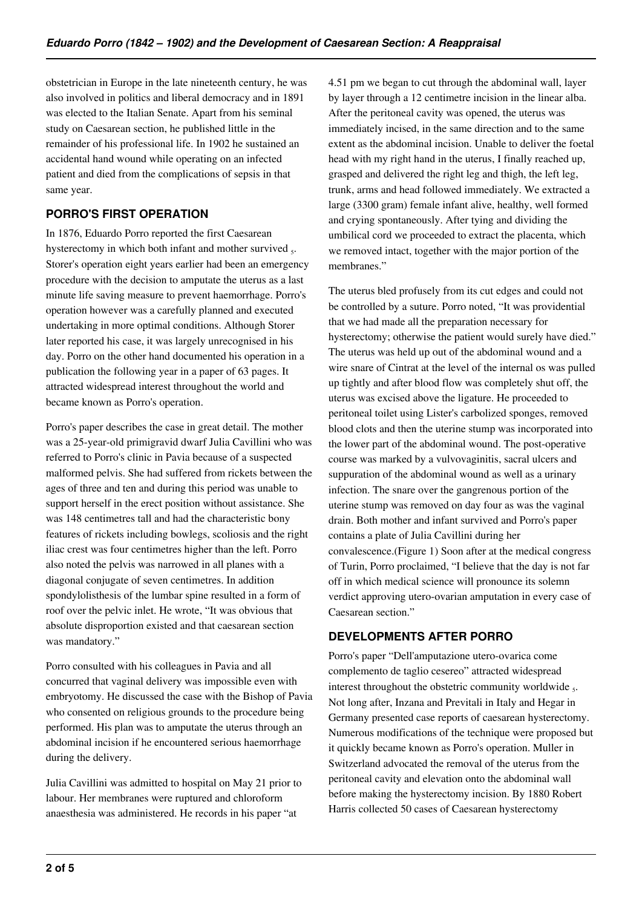obstetrician in Europe in the late nineteenth century, he was also involved in politics and liberal democracy and in 1891 was elected to the Italian Senate. Apart from his seminal study on Caesarean section, he published little in the remainder of his professional life. In 1902 he sustained an accidental hand wound while operating on an infected patient and died from the complications of sepsis in that same year.

## PORRO'S FIRST OPERATION

In 1876, Eduardo Porro reported the first Caesarean hysterectomy in which both infant and mother survived [5]. Storer's operation eight years earlier had been an emergency procedure with the decision to amputate the uterus as a last minute life saving measure to prevent haemorrhage. Porro's operation however was a carefully planned and executed undertaking in more optimal conditions. Although Storer later reported his case, it was largely unrecognised in his day. Porro on the other hand documented his operation in a publication the following year in a paper of 63 pages. It attracted widespread interest throughout the world and became known as Porro's operation.

Porro's paper describes the case in great detail. The mother was a 25-year-old primigravid dwarf Julia Cavillini who was referred to Porro's clinic in Pavia because of a suspected malformed pelvis. She had suffered from rickets between the ages of three and ten and during this period was unable to support herself in the erect position without assistance. She was 148 centimetres tall and had the characteristic bony features of rickets including bowlegs, scoliosis and the right iliac crest was four centimetres higher than the left. Porro also noted the pelvis was narrowed in all planes with a diagonal conjugate of seven centimetres. In addition spondylolisthesis of the lumbar spine resulted in a form of roof over the pelvic inlet. He wrote, "It was obvious that absolute disproportion existed and that caesarean section was mandatory."

Porro consulted with his colleagues in Pavia and all concurred that vaginal delivery was impossible even with embryotomy. He discussed the case with the Bishop of Pavia who consented on religious grounds to the procedure being performed. His plan was to amputate the uterus through an abdominal incision if he encountered serious haemorrhage during the delivery.

Julia Cavillini was admitted to hospital on May 21 prior to labour. Her membranes were ruptured and chloroform anaesthesia was administered. He records in his paper "at 4.51 pm we began to cut through the abdominal wall, layer by layer through a 12 centimetre incision in the linear alba. After the peritoneal cavity was opened, the uterus was immediately incised, in the same direction and to the same extent as the abdominal incision. Unable to deliver the foetal head with my right hand in the uterus, I finally reached up, grasped and delivered the right leg and thigh, the left leg, trunk, arms and head followed immediately. We extracted a large (3300 gram) female infant alive, healthy, well formed and crying spontaneously. After tying and dividing the umbilical cord we proceeded to extract the placenta, which we removed intact, together with the major portion of the membranes."

The uterus bled profusely from its cut edges and could not be controlled by a suture. Porro noted, "It was providential that we had made all the preparation necessary for hysterectomy; otherwise the patient would surely have died." The uterus was held up out of the abdominal wound and a wire snare of Cintrat at the level of the internal os was pulled up tightly and after blood flow was completely shut off, the uterus was excised above the ligature. He proceeded to peritoneal toilet using Lister's carbolized sponges, removed blood clots and then the uterine stump was incorporated into the lower part of the abdominal wound. The post-operative course was marked by a vulvovaginitis, sacral ulcers and suppuration of the abdominal wound as well as a urinary infection. The snare over the gangrenous portion of the uterine stump was removed on day four as was the vaginal drain. Both mother and infant survived and Porro's paper contains a plate of Julia Cavillini during her convalescence.(Figure 1) Soon after at the medical congress of Turin, Porro proclaimed, "I believe that the day is not far off in which medical science will pronounce its solemn verdict approving utero-ovarian amputation in every case of Caesarean section."

## DEVELOPMENTS AFTER PORRO

Porro's paper "Dell'amputazione utero-ovarica come complemento de taglio cesereo" attracted widespread interest throughout the obstetric community worldwide [5]. Not long after, Inzana and Previtali in Italy and Hegar in Germany presented case reports of caesarean hysterectomy. Numerous modifications of the technique were proposed but it quickly became known as Porro's operation. Muller in Switzerland advocated the removal of the uterus from the peritoneal cavity and elevation onto the abdominal wall before making the hysterectomy incision. By 1880 Robert Harris collected 50 cases of Caesarean hysterectomy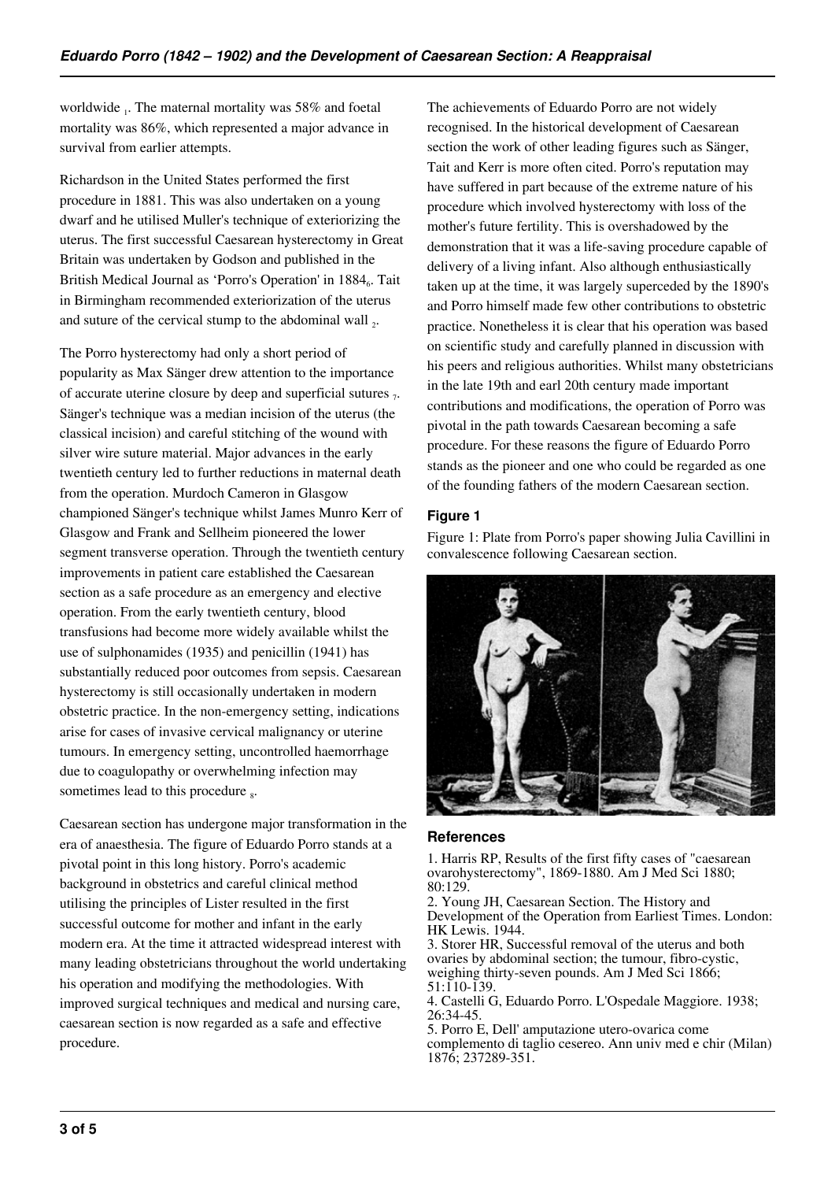worldwide [1]. The maternal mortality was 58% and foetal mortality was 86%, which represented a major advance in survival from earlier attempts.

Richardson in the United States performed the first procedure in 1881. This was also undertaken on a young dwarf and he utilised Muller's technique of exteriorizing the uterus. The first successful Caesarean hysterectomy in Great Britain was undertaken by Godson and published in the British Medical Journal as 'Porro's Operation' in 1884[6]. Tait in Birmingham recommended exteriorization of the uterus and suture of the cervical stump to the abdominal wall [2].

The Porro hysterectomy had only a short period of popularity as Max Sänger drew attention to the importance of accurate uterine closure by deep and superficial sutures [7]. Sänger's technique was a median incision of the uterus (the classical incision) and careful stitching of the wound with silver wire suture material. Major advances in the early twentieth century led to further reductions in maternal death from the operation. Murdoch Cameron in Glasgow championed Sänger's technique whilst James Munro Kerr of Glasgow and Frank and Sellheim pioneered the lower segment transverse operation. Through the twentieth century improvements in patient care established the Caesarean section as a safe procedure as an emergency and elective operation. From the early twentieth century, blood transfusions had become more widely available whilst the use of sulphonamides (1935) and penicillin (1941) has substantially reduced poor outcomes from sepsis. Caesarean hysterectomy is still occasionally undertaken in modern obstetric practice. In the non-emergency setting, indications arise for cases of invasive cervical malignancy or uterine tumours. In emergency setting, uncontrolled haemorrhage due to coagulopathy or overwhelming infection may sometimes lead to this procedure [8].

Caesarean section has undergone major transformation in the era of anaesthesia. The figure of Eduardo Porro stands at a pivotal point in this long history. Porro's academic background in obstetrics and careful clinical method utilising the principles of Lister resulted in the first successful outcome for mother and infant in the early modern era. At the time it attracted widespread interest with many leading obstetricians throughout the world undertaking his operation and modifying the methodologies. With improved surgical techniques and medical and nursing care, caesarean section is now regarded as a safe and effective procedure.

The achievements of Eduardo Porro are not widely recognised. In the historical development of Caesarean section the work of other leading figures such as Sänger, Tait and Kerr is more often cited. Porro's reputation may have suffered in part because of the extreme nature of his procedure which involved hysterectomy with loss of the mother's future fertility. This is overshadowed by the demonstration that it was a life-saving procedure capable of delivery of a living infant. Also although enthusiastically taken up at the time, it was largely superceded by the 1890's and Porro himself made few other contributions to obstetric practice. Nonetheless it is clear that his operation was based on scientific study and carefully planned in discussion with his peers and religious authorities. Whilst many obstetricians in the late 19th and earl 20th century made important contributions and modifications, the operation of Porro was pivotal in the path towards Caesarean becoming a safe procedure. For these reasons the figure of Eduardo Porro stands as the pioneer and one who could be regarded as one of the founding fathers of the modern Caesarean section.

### Figure 1

Figure 1: Plate from Porro's paper showing Julia Cavillini in convalescence following Caesarean section.

### References

1. Harris RP, Results of the first fifty cases of "caesarean ovarohysterectomy", 1869-1880. Am J Med Sci 1880; 80:129.
2. Young JH, Caesarean Section. The History and Development of the Operation from Earliest Times. London: HK Lewis. 1944.
3. Storer HR, Successful removal of the uterus and both ovaries by abdominal section; the tumour, fibro-cystic, weighing thirty-seven pounds. Am J Med Sci 1866; 51:110-139.
4. Castelli G, Eduardo Porro. L'Ospedale Maggiore. 1938; 26:34-45.
5. Porro E, Dell' amputazione utero-ovarica come complemento di taglio cesereo. Ann univ med e chir (Milan) 1876; 237289-351.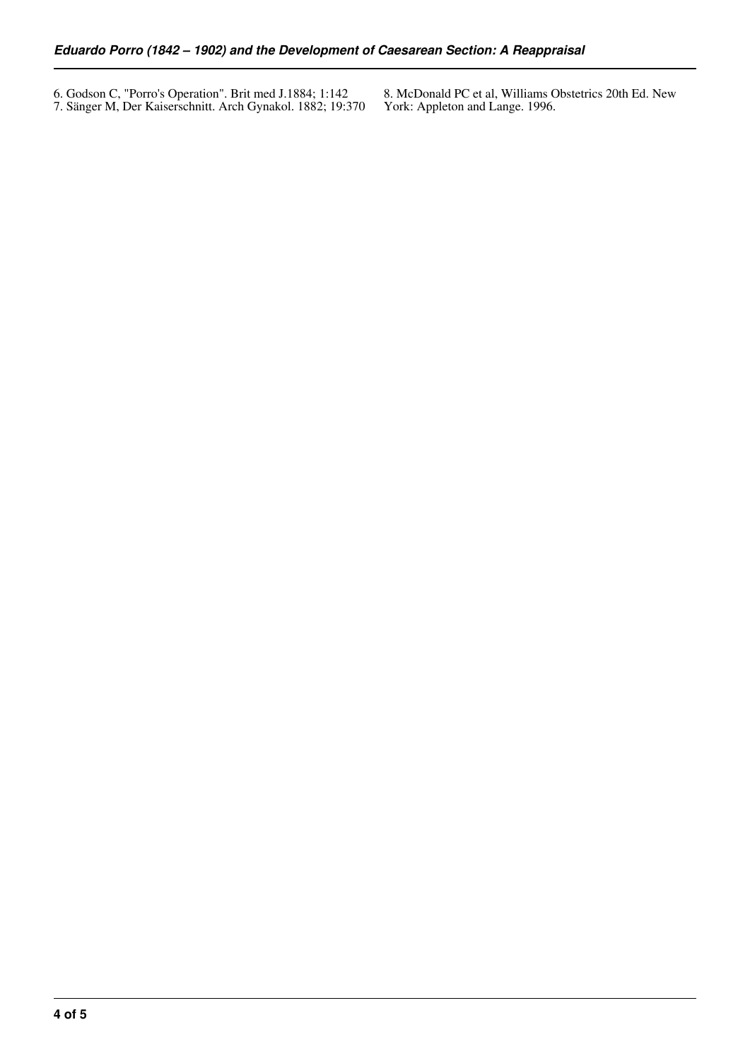6. Godson C, "Porro's Operation". Brit med J.1884; 1:142

7. Sänger M, Der Kaiserschnitt. Arch Gynakol. 1882; 19:370

8. McDonald PC et al, Williams Obstetrics 20th Ed. New York: Appleton and Lange. 1996.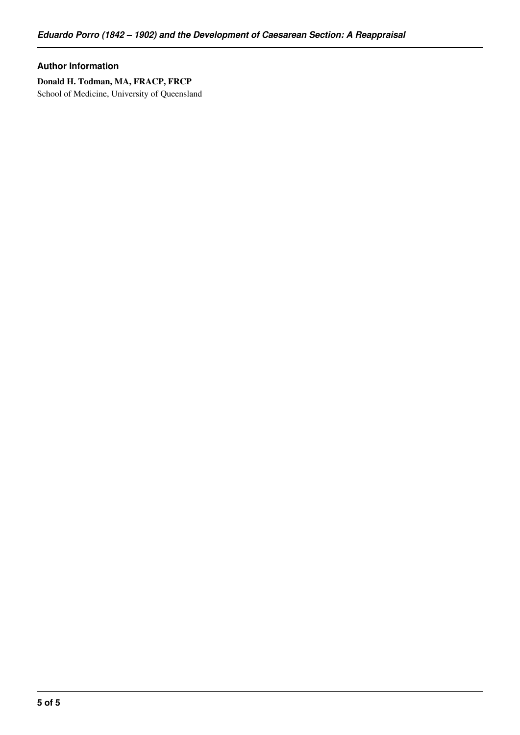## Author Information

**Donald H. Todman, MA, FRACP, FRCP**

School of Medicine, University of Queensland